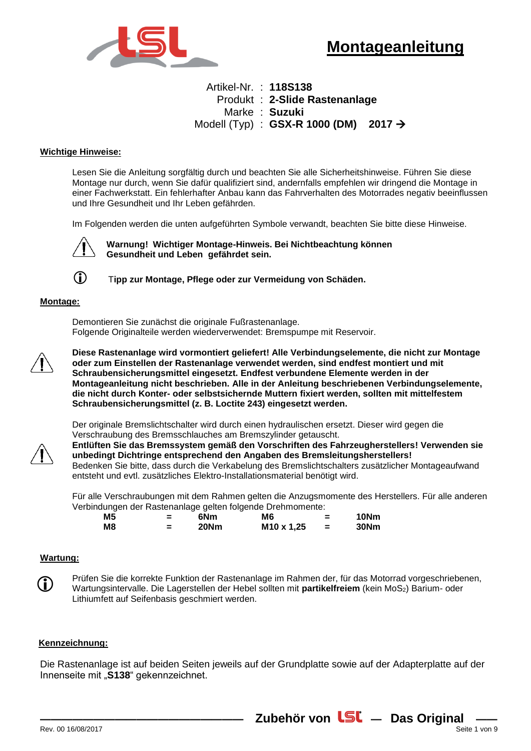# Montageanleitung

Artikel-Nr. : **118S138**
Produkt : **2-Slide Rastenanlage**
Marke : **Suzuki**
Modell (Typ) : **GSX-R 1000 (DM) 2017 →**

## Wichtige Hinweise:

Lesen Sie die Anleitung sorgfältig durch und beachten Sie alle Sicherheitshinweise. Führen Sie diese Montage nur durch, wenn Sie dafür qualifiziert sind, andernfalls empfehlen wir dringend die Montage in einer Fachwerkstatt. Ein fehlerhafter Anbau kann das Fahrverhalten des Motorrades negativ beeinflussen und Ihre Gesundheit und Ihr Leben gefährden.

Im Folgenden werden die unten aufgeführten Symbole verwandt, beachten Sie bitte diese Hinweise.

⚠ **Warnung! Wichtiger Montage-Hinweis. Bei Nichtbeachtung können Gesundheit und Leben gefährdet sein.**

ⓘ **Tipp zur Montage, Pflege oder zur Vermeidung von Schäden.**

## Montage:

Demontieren Sie zunächst die originale Fußrastenanlage.
Folgende Originalteile werden wiederverwendet: Bremspumpe mit Reservoir.

⚠ **Diese Rastenanlage wird vormontiert geliefert! Alle Verbindungselemente, die nicht zur Montage oder zum Einstellen der Rastenanlage verwendet werden, sind endfest montiert und mit Schraubensicherungsmittel eingesetzt. Endfest verbundene Elemente werden in der Montageanleitung nicht beschrieben. Alle in der Anleitung beschriebenen Verbindungselemente, die nicht durch Konter- oder selbstsichernde Muttern fixiert werden, sollten mit mittelfestem Schraubensicherungsmittel (z. B. Loctite 243) eingesetzt werden.**

Der originale Bremslichtschalter wird durch einen hydraulischen ersetzt. Dieser wird gegen die Verschraubung des Bremsschlauches am Bremszylinder getauscht.

⚠ **Entlüften Sie das Bremssystem gemäß den Vorschriften des Fahrzeugherstellers! Verwenden sie unbedingt Dichtringe entsprechend den Angaben des Bremsleitungsherstellers!**
Bedenken Sie bitte, dass durch die Verkabelung des Bremslichtschalters zusätzlicher Montageaufwand entsteht und evtl. zusätzliches Elektro-Installationsmaterial benötigt wird.

Für alle Verschraubungen mit dem Rahmen gelten die Anzugsmomente des Herstellers. Für alle anderen Verbindungen der Rastenanlage gelten folgende Drehmomente:

| | | | | | |
|---|---|---|---|---|---|
| **M5** | **=** | **6Nm** | **M6** | **=** | **10Nm** |
| **M8** | **=** | **20Nm** | **M10 x 1,25** | **=** | **30Nm** |

## Wartung:

ⓘ Prüfen Sie die korrekte Funktion der Rastenanlage im Rahmen der, für das Motorrad vorgeschriebenen, Wartungsintervalle. Die Lagerstellen der Hebel sollten mit **partikelfreiem** (kein $MoS_2$) Barium- oder Lithiumfett auf Seifenbasis geschmiert werden.

## Kennzeichnung:

Die Rastenanlage ist auf beiden Seiten jeweils auf der Grundplatte sowie auf der Adapterplatte auf der Innenseite mit „**S138**" gekennzeichnet.

**Zubehör von LSL — Das Original**

Rev. 00 16/08/2017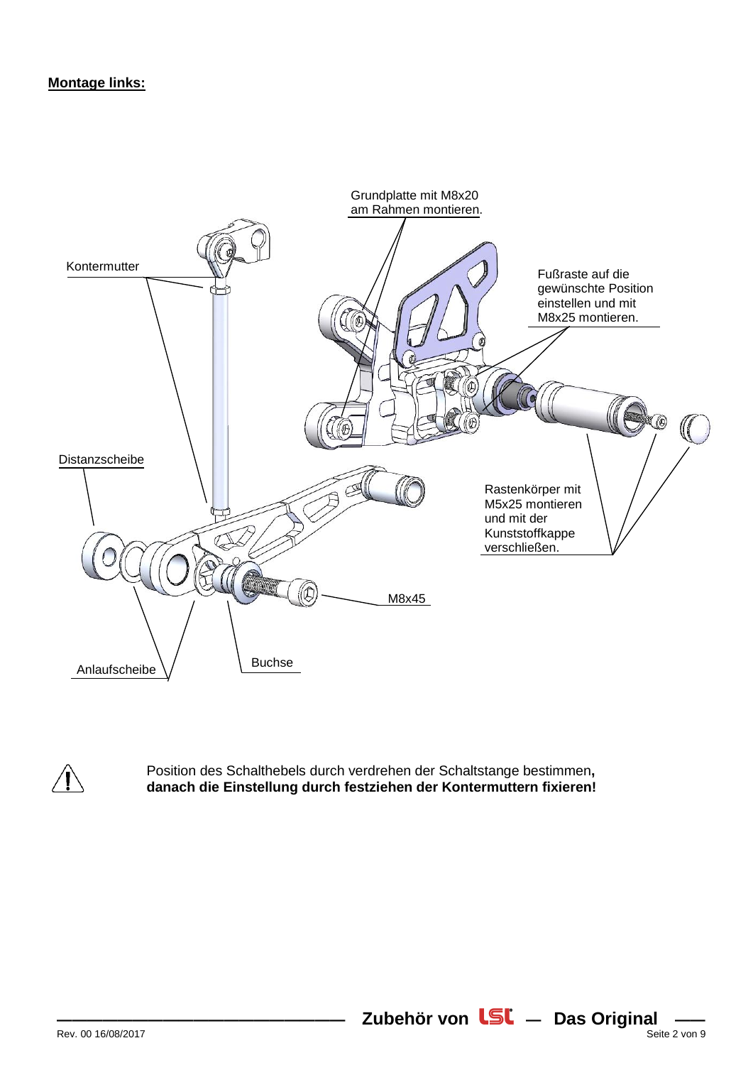**Montage links:**

Grundplatte mit M8x20 am Rahmen montieren.

Kontermutter

Fußraste auf die gewünschte Position einstellen und mit M8x25 montieren.

Distanzscheibe

Rastenkörper mit M5x25 montieren und mit der Kunststoffkappe verschließen.

M8x45

Anlaufscheibe

Buchse

⚠ Position des Schalthebels durch verdrehen der Schaltstange bestimmen, **danach die Einstellung durch festziehen der Kontermuttern fixieren!**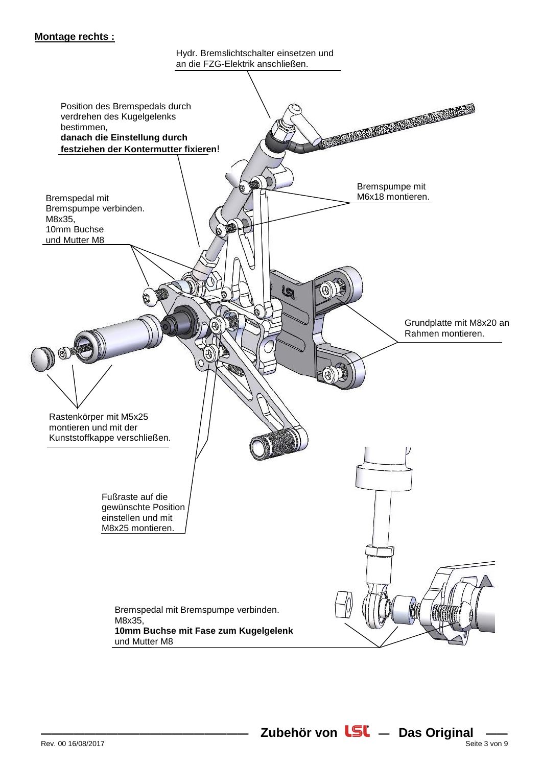**Montage rechts :**

Hydr. Bremslichtschalter einsetzen und an die FZG-Elektrik anschließen.

Position des Bremspedals durch verdrehen des Kugelgelenks bestimmen,
**danach die Einstellung durch festziehen der Kontermutter fixieren**!

Bremspumpe mit M6x18 montieren.

Bremspedal mit Bremspumpe verbinden.
M8x35,
10mm Buchse
und Mutter M8

Grundplatte mit M8x20 an Rahmen montieren.

Rastenkörper mit M5x25 montieren und mit der Kunststoffkappe verschließen.

Fußraste auf die gewünschte Position einstellen und mit M8x25 montieren.

Bremspedal mit Bremspumpe verbinden.
M8x35,
**10mm Buchse mit Fase zum Kugelgelenk**
und Mutter M8

Zubehör von LSL — Das Original

Rev. 00 16/08/2017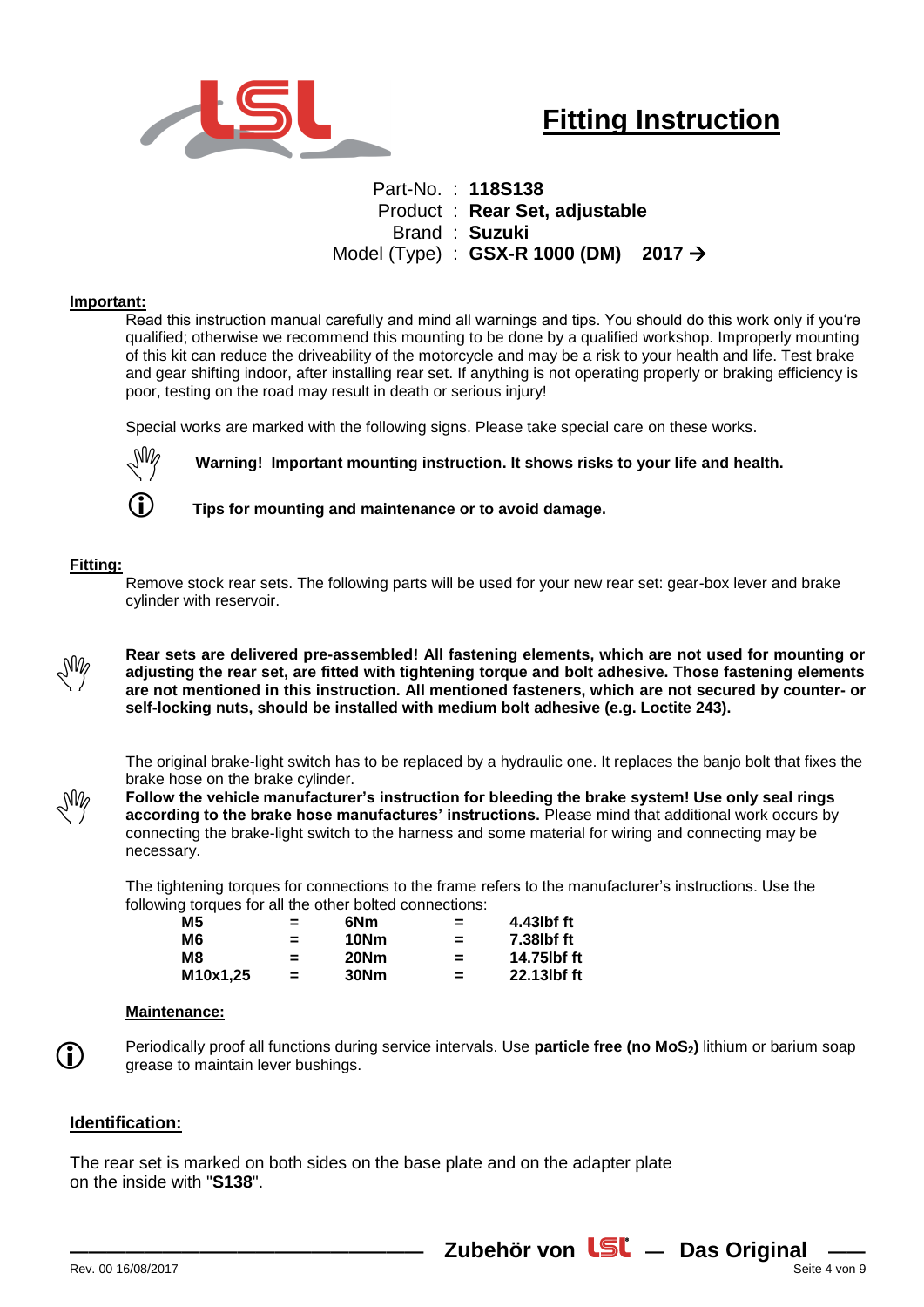# Fitting Instruction

Part-No. : **118S138**
Product : **Rear Set, adjustable**
Brand : **Suzuki**
Model (Type) : **GSX-R 1000 (DM) 2017 →**

**Important:**

Read this instruction manual carefully and mind all warnings and tips. You should do this work only if you're qualified; otherwise we recommend this mounting to be done by a qualified workshop. Improperly mounting of this kit can reduce the driveability of the motorcycle and may be a risk to your health and life. Test brake and gear shifting indoor, after installing rear set. If anything is not operating properly or braking efficiency is poor, testing on the road may result in death or serious injury!

Special works are marked with the following signs. Please take special care on these works.

**Warning! Important mounting instruction. It shows risks to your life and health.**

**Tips for mounting and maintenance or to avoid damage.**

**Fitting:**

Remove stock rear sets. The following parts will be used for your new rear set: gear-box lever and brake cylinder with reservoir.

**Rear sets are delivered pre-assembled! All fastening elements, which are not used for mounting or adjusting the rear set, are fitted with tightening torque and bolt adhesive. Those fastening elements are not mentioned in this instruction. All mentioned fasteners, which are not secured by counter- or self-locking nuts, should be installed with medium bolt adhesive (e.g. Loctite 243).**

The original brake-light switch has to be replaced by a hydraulic one. It replaces the banjo bolt that fixes the brake hose on the brake cylinder.
**Follow the vehicle manufacturer's instruction for bleeding the brake system! Use only seal rings according to the brake hose manufactures' instructions.** Please mind that additional work occurs by connecting the brake-light switch to the harness and some material for wiring and connecting may be necessary.

The tightening torques for connections to the frame refers to the manufacturer's instructions. Use the following torques for all the other bolted connections:

| | | | | |
|---|---|---|---|---|
| **M5** | **=** | **6Nm** | **=** | **4.43lbf ft** |
| **M6** | **=** | **10Nm** | **=** | **7.38lbf ft** |
| **M8** | **=** | **20Nm** | **=** | **14.75lbf ft** |
| **M10x1,25** | **=** | **30Nm** | **=** | **22.13lbf ft** |

**Maintenance:**

Periodically proof all functions during service intervals. Use **particle free (no $MoS_2$)** lithium or barium soap grease to maintain lever bushings.

**Identification:**

The rear set is marked on both sides on the base plate and on the adapter plate on the inside with "**S138**".

**Zubehör von LSL — Das Original**

Rev. 00 16/08/2017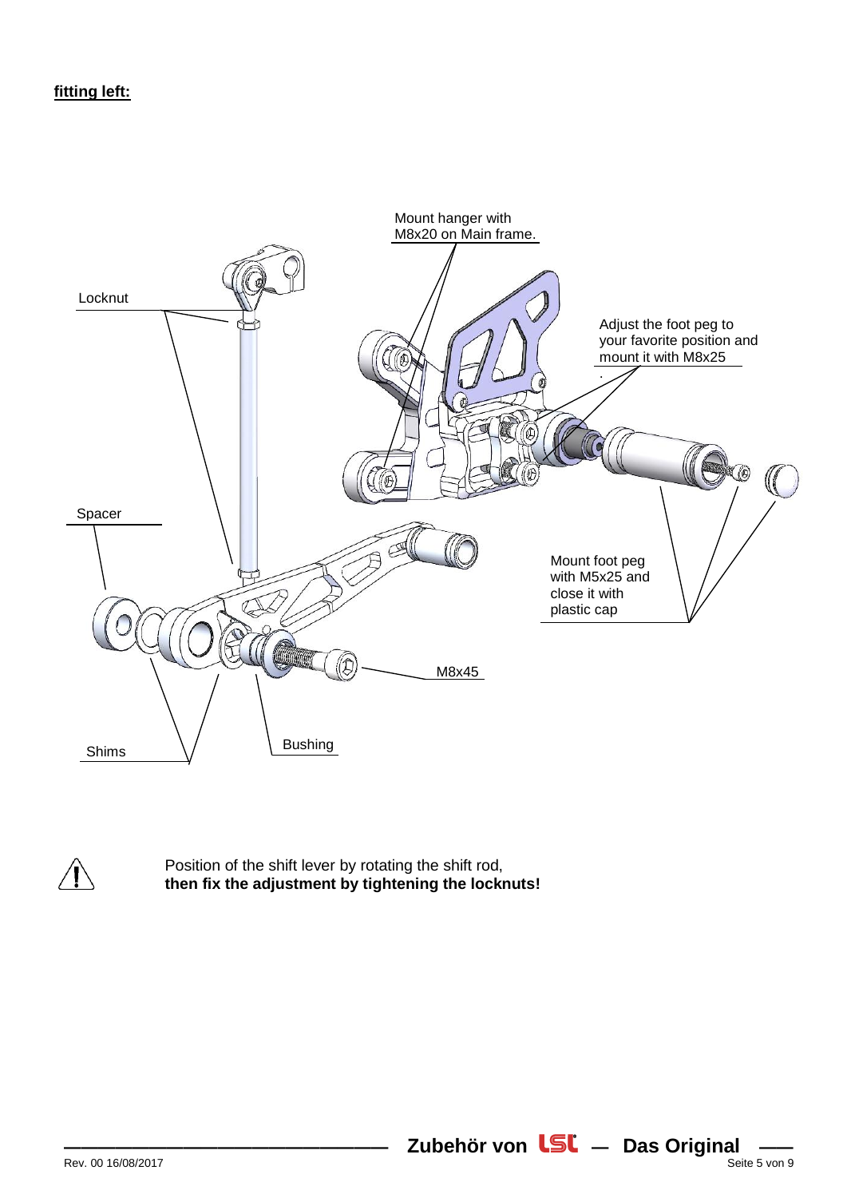**fitting left:**

Mount hanger with M8x20 on Main frame.

Locknut

Adjust the foot peg to your favorite position and mount it with M8x25

Spacer

Mount foot peg with M5x25 and close it with plastic cap

M8x45

Shims

Bushing

⚠ Position of the shift lever by rotating the shift rod, **then fix the adjustment by tightening the locknuts!**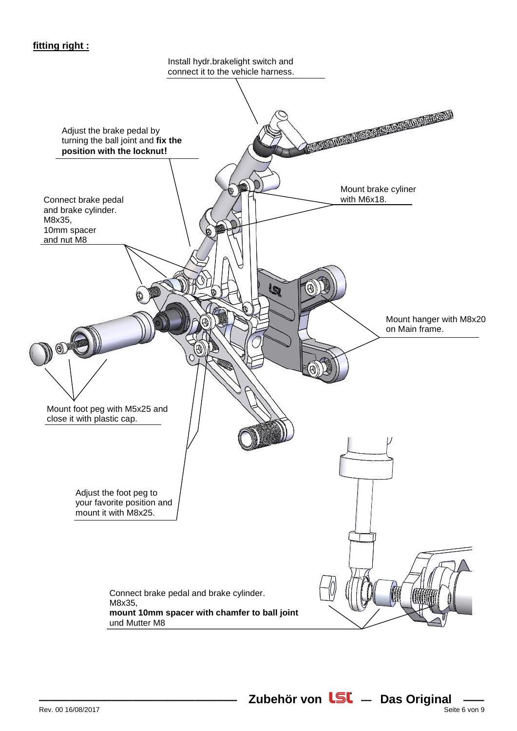**fitting right :**

Install hydr.brakelight switch and connect it to the vehicle harness.

Adjust the brake pedal by turning the ball joint and **fix the position with the locknut!**

Connect brake pedal and brake cylinder. M8x35, 10mm spacer and nut M8

Mount brake cyliner with M6x18.

Mount hanger with M8x20 on Main frame.

Mount foot peg with M5x25 and close it with plastic cap.

Adjust the foot peg to your favorite position and mount it with M8x25.

Connect brake pedal and brake cylinder. M8x35, **mount 10mm spacer with chamfer to ball joint** und Mutter M8

Zubehör von LSL — Das Original

Rev. 00 16/08/2017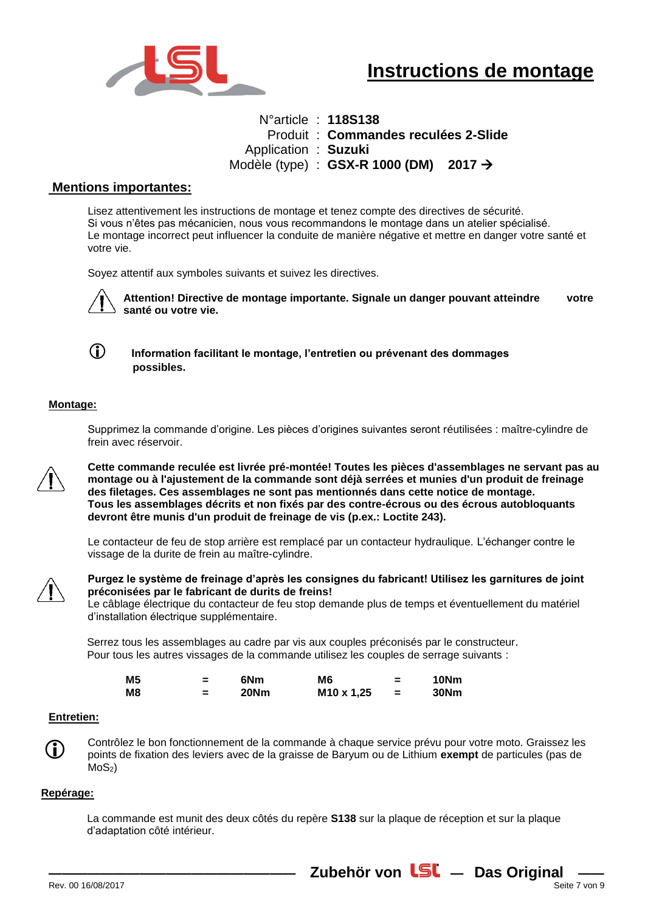# Instructions de montage

| | | |
|---|---|---|
| N°article | : | **118S138** |
| Produit | : | **Commandes reculées 2-Slide** |
| Application | : | **Suzuki** |
| Modèle (type) | : | **GSX-R 1000 (DM) 2017 →** |

## Mentions importantes:

Lisez attentivement les instructions de montage et tenez compte des directives de sécurité.
Si vous n'êtes pas mécanicien, nous vous recommandons le montage dans un atelier spécialisé.
Le montage incorrect peut influencer la conduite de manière négative et mettre en danger votre santé et votre vie.

Soyez attentif aux symboles suivants et suivez les directives.

⚠ **Attention! Directive de montage importante. Signale un danger pouvant atteindre votre santé ou votre vie.**

ⓘ **Information facilitant le montage, l'entretien ou prévenant des dommages possibles.**

### Montage:

Supprimez la commande d'origine. Les pièces d'origines suivantes seront réutilisées : maître-cylindre de frein avec réservoir.

⚠ **Cette commande reculée est livrée pré-montée! Toutes les pièces d'assemblages ne servant pas au montage ou à l'ajustement de la commande sont déjà serrées et munies d'un produit de freinage des filetages. Ces assemblages ne sont pas mentionnés dans cette notice de montage.**
**Tous les assemblages décrits et non fixés par des contre-écrous ou des écrous autobloquants devront être munis d'un produit de freinage de vis (p.ex.: Loctite 243).**

Le contacteur de feu de stop arrière est remplacé par un contacteur hydraulique. L'échanger contre le vissage de la durite de frein au maître-cylindre.

⚠ **Purgez le système de freinage d'après les consignes du fabricant! Utilisez les garnitures de joint préconisées par le fabricant de durits de freins!**
Le câblage électrique du contacteur de feu stop demande plus de temps et éventuellement du matériel d'installation électrique supplémentaire.

Serrez tous les assemblages au cadre par vis aux couples préconisés par le constructeur.
Pour tous les autres vissages de la commande utilisez les couples de serrage suivants :

| | | | | | |
|---|---|---|---|---|---|
| **M5** | **=** | **6Nm** | **M6** | **=** | **10Nm** |
| **M8** | **=** | **20Nm** | **M10 x 1,25** | **=** | **30Nm** |

### Entretien:

ⓘ Contrôlez le bon fonctionnement de la commande à chaque service prévu pour votre moto. Graissez les points de fixation des leviers avec de la graisse de Baryum ou de Lithium **exempt** de particules (pas de $MoS_2$)

### Repérage:

La commande est munit des deux côtés du repère **S138** sur la plaque de réception et sur la plaque d'adaptation côté intérieur.

Zubehör von LSL — Das Original

Rev. 00 16/08/2017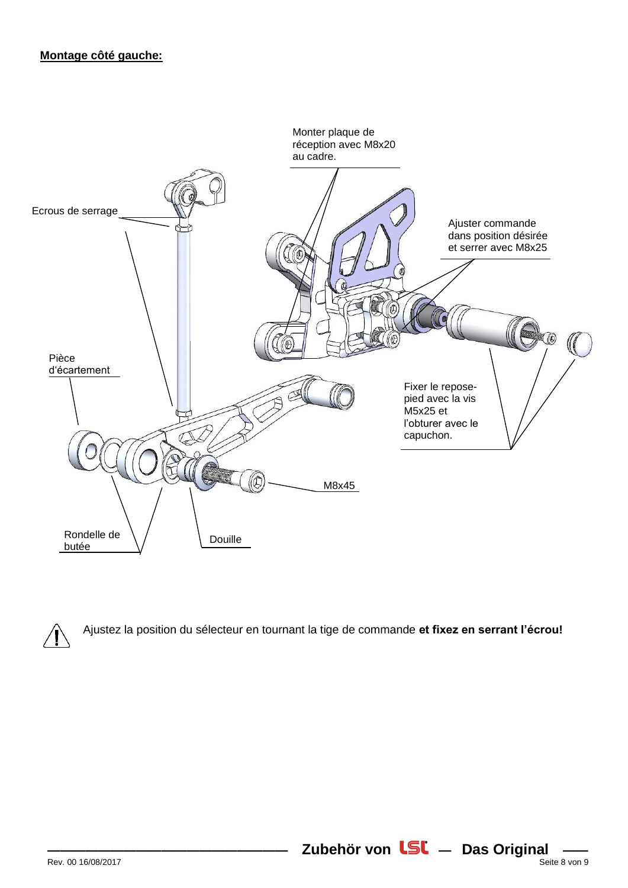**Montage côté gauche:**

Monter plaque de réception avec M8x20 au cadre.

Ecrous de serrage

Ajuster commande dans position désirée et serrer avec M8x25

Pièce d'écartement

Fixer le repose-pied avec la vis M5x25 et l'obturer avec le capuchon.

M8x45

Rondelle de butée

Douille

⚠ Ajustez la position du sélecteur en tournant la tige de commande **et fixez en serrant l'écrou!**

**Zubehör von LSL — Das Original**

Rev. 00 16/08/2017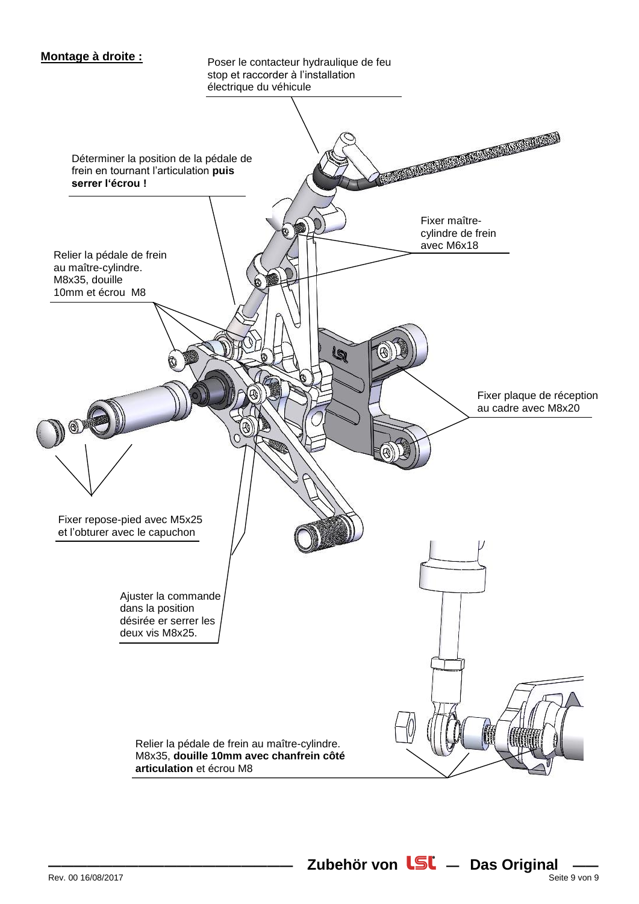**Montage à droite :**

Poser le contacteur hydraulique de feu stop et raccorder à l'installation électrique du véhicule

Déterminer la position de la pédale de frein en tournant l'articulation **puis serrer l'écrou !**

Fixer maître-cylindre de frein avec M6x18

Relier la pédale de frein au maître-cylindre. M8x35, douille 10mm et écrou M8

Fixer plaque de réception au cadre avec M8x20

Fixer repose-pied avec M5x25 et l'obturer avec le capuchon

Ajuster la commande dans la position désirée er serrer les deux vis M8x25.

Relier la pédale de frein au maître-cylindre. M8x35, **douille 10mm avec chanfrein côté articulation** et écrou M8